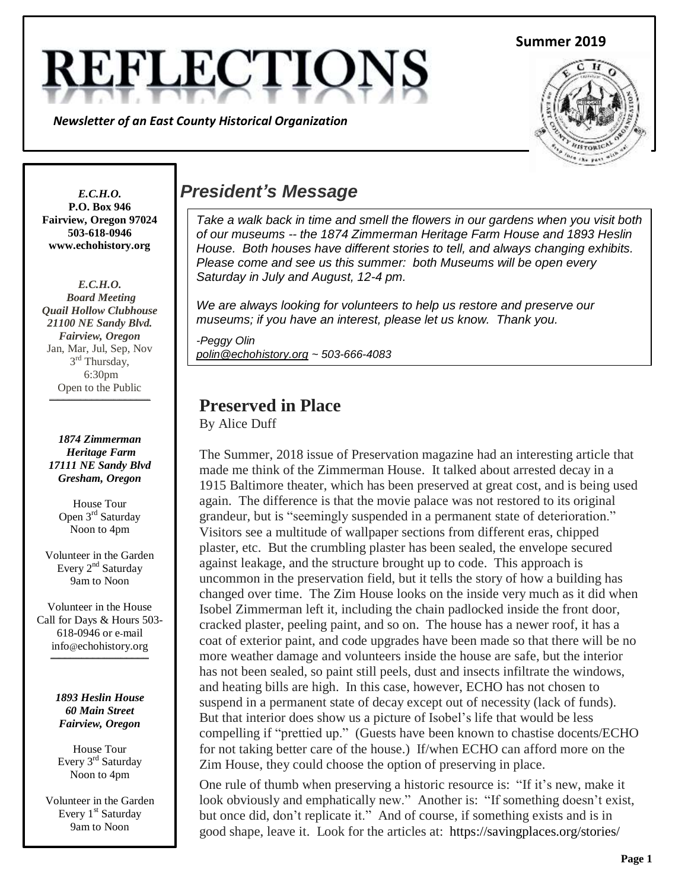# REFLECTIONS

**Summer 2019**

*Newsletter of an East County Historical Organization*

***E.C.H.O.***
**P.O. Box 946**
**Fairview, Oregon 97024**
**503-618-0946**
**www.echohistory.org**

***E.C.H.O.***
***Board Meeting***
***Quail Hollow Clubhouse***
***21100 NE Sandy Blvd.***
***Fairview, Oregon***
Jan, Mar, Jul, Sep, Nov
3rd Thursday,
6:30pm
Open to the Public

***1874 Zimmerman Heritage Farm***
***17111 NE Sandy Blvd***
***Gresham, Oregon***

House Tour
Open 3rd Saturday
Noon to 4pm

Volunteer in the Garden
Every 2nd Saturday
9am to Noon

Volunteer in the House
Call for Days & Hours 503-618-0946 or e-mail
info@echohistory.org

***1893 Heslin House***
***60 Main Street***
***Fairview, Oregon***

House Tour
Every 3rd Saturday
Noon to 4pm

Volunteer in the Garden
Every 1st Saturday
9am to Noon

## *President's Message*

*Take a walk back in time and smell the flowers in our gardens when you visit both of our museums -- the 1874 Zimmerman Heritage Farm House and 1893 Heslin House. Both houses have different stories to tell, and always changing exhibits. Please come and see us this summer: both Museums will be open every Saturday in July and August, 12-4 pm.*

*We are always looking for volunteers to help us restore and preserve our museums; if you have an interest, please let us know. Thank you.*

*-Peggy Olin*
*polin@echohistory.org ~ 503-666-4083*

## Preserved in Place

By Alice Duff

The Summer, 2018 issue of Preservation magazine had an interesting article that made me think of the Zimmerman House. It talked about arrested decay in a 1915 Baltimore theater, which has been preserved at great cost, and is being used again. The difference is that the movie palace was not restored to its original grandeur, but is "seemingly suspended in a permanent state of deterioration." Visitors see a multitude of wallpaper sections from different eras, chipped plaster, etc. But the crumbling plaster has been sealed, the envelope secured against leakage, and the structure brought up to code. This approach is uncommon in the preservation field, but it tells the story of how a building has changed over time. The Zim House looks on the inside very much as it did when Isobel Zimmerman left it, including the chain padlocked inside the front door, cracked plaster, peeling paint, and so on. The house has a newer roof, it has a coat of exterior paint, and code upgrades have been made so that there will be no more weather damage and volunteers inside the house are safe, but the interior has not been sealed, so paint still peels, dust and insects infiltrate the windows, and heating bills are high. In this case, however, ECHO has not chosen to suspend in a permanent state of decay except out of necessity (lack of funds). But that interior does show us a picture of Isobel's life that would be less compelling if "prettied up." (Guests have been known to chastise docents/ECHO for not taking better care of the house.) If/when ECHO can afford more on the Zim House, they could choose the option of preserving in place.

One rule of thumb when preserving a historic resource is: "If it's new, make it look obviously and emphatically new." Another is: "If something doesn't exist, but once did, don't replicate it." And of course, if something exists and is in good shape, leave it. Look for the articles at: https://savingplaces.org/stories/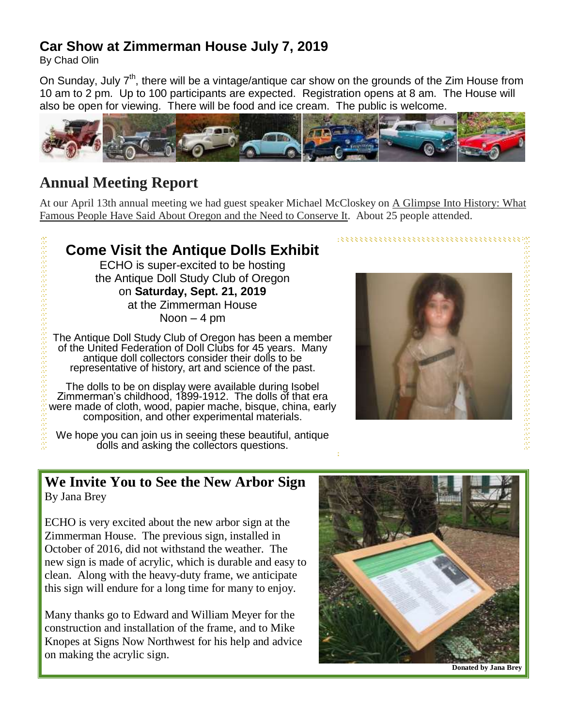## Car Show at Zimmerman House July 7, 2019

By Chad Olin

On Sunday, July 7th, there will be a vintage/antique car show on the grounds of the Zim House from 10 am to 2 pm. Up to 100 participants are expected. Registration opens at 8 am. The House will also be open for viewing. There will be food and ice cream. The public is welcome.

## Annual Meeting Report

At our April 13th annual meeting we had guest speaker Michael McCloskey on A Glimpse Into History: What Famous People Have Said About Oregon and the Need to Conserve It. About 25 people attended.

## Come Visit the Antique Dolls Exhibit

ECHO is super-excited to be hosting the Antique Doll Study Club of Oregon on **Saturday, Sept. 21, 2019** at the Zimmerman House Noon – 4 pm

The Antique Doll Study Club of Oregon has been a member of the United Federation of Doll Clubs for 45 years. Many antique doll collectors consider their dolls to be representative of history, art and science of the past.

The dolls to be on display were available during Isobel Zimmerman's childhood, 1899-1912. The dolls of that era were made of cloth, wood, papier mache, bisque, china, early composition, and other experimental materials.

We hope you can join us in seeing these beautiful, antique dolls and asking the collectors questions.

## We Invite You to See the New Arbor Sign

By Jana Brey

ECHO is very excited about the new arbor sign at the Zimmerman House. The previous sign, installed in October of 2016, did not withstand the weather. The new sign is made of acrylic, which is durable and easy to clean. Along with the heavy-duty frame, we anticipate this sign will endure for a long time for many to enjoy.

Many thanks go to Edward and William Meyer for the construction and installation of the frame, and to Mike Knopes at Signs Now Northwest for his help and advice on making the acrylic sign.

**Donated by Jana Brey**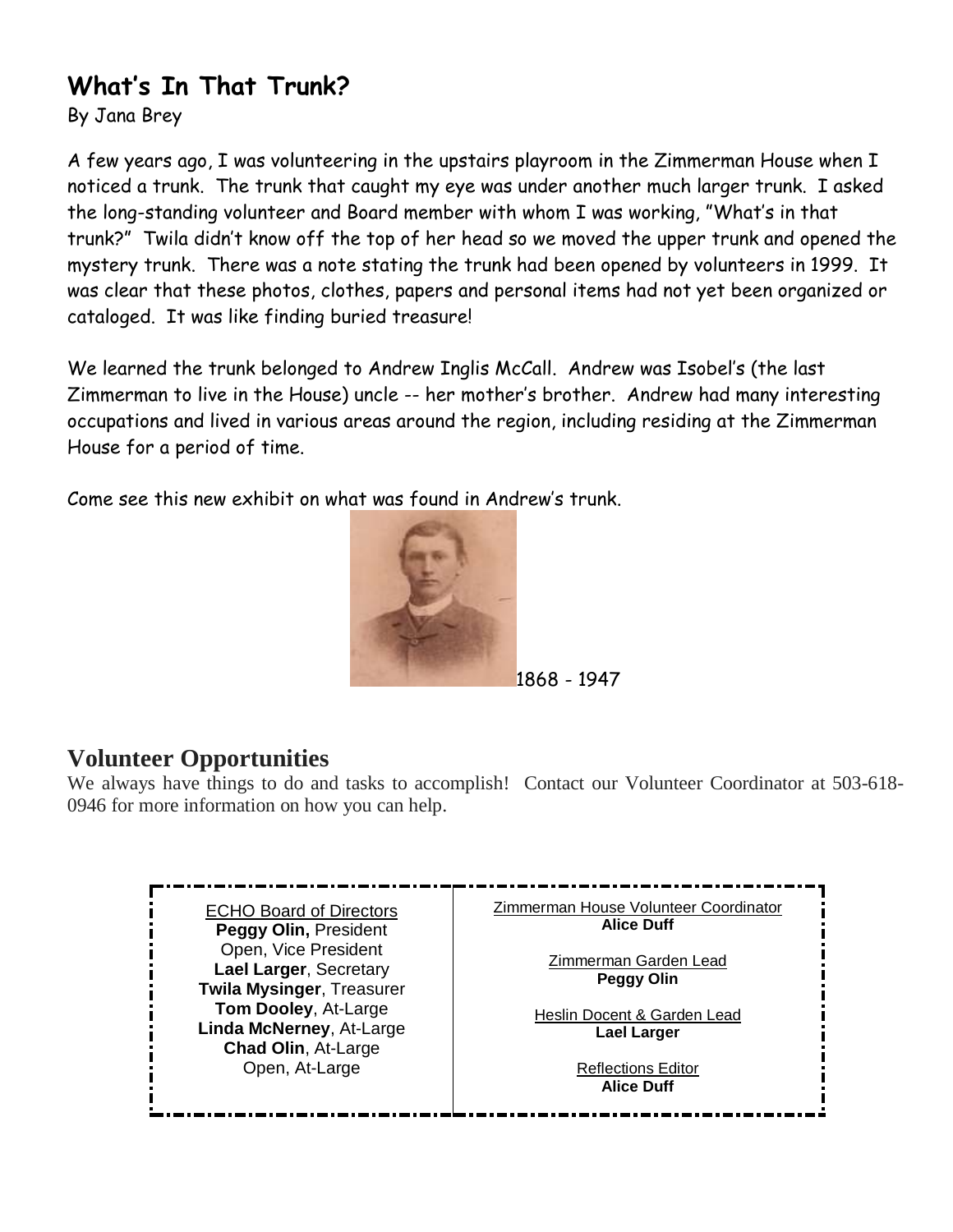## What's In That Trunk?

By Jana Brey

A few years ago, I was volunteering in the upstairs playroom in the Zimmerman House when I noticed a trunk. The trunk that caught my eye was under another much larger trunk. I asked the long-standing volunteer and Board member with whom I was working, "What's in that trunk?" Twila didn't know off the top of her head so we moved the upper trunk and opened the mystery trunk. There was a note stating the trunk had been opened by volunteers in 1999. It was clear that these photos, clothes, papers and personal items had not yet been organized or cataloged. It was like finding buried treasure!

We learned the trunk belonged to Andrew Inglis McCall. Andrew was Isobel's (the last Zimmerman to live in the House) uncle -- her mother's brother. Andrew had many interesting occupations and lived in various areas around the region, including residing at the Zimmerman House for a period of time.

Come see this new exhibit on what was found in Andrew's trunk.

1868 - 1947

## Volunteer Opportunities

We always have things to do and tasks to accomplish! Contact our Volunteer Coordinator at 503-618-0946 for more information on how you can help.

ECHO Board of Directors
**Peggy Olin,** President
Open, Vice President
**Lael Larger**, Secretary
**Twila Mysinger**, Treasurer
**Tom Dooley**, At-Large
**Linda McNerney**, At-Large
**Chad Olin**, At-Large
Open, At-Large

Zimmerman House Volunteer Coordinator
**Alice Duff**

Zimmerman Garden Lead
**Peggy Olin**

Heslin Docent & Garden Lead
**Lael Larger**

Reflections Editor
**Alice Duff**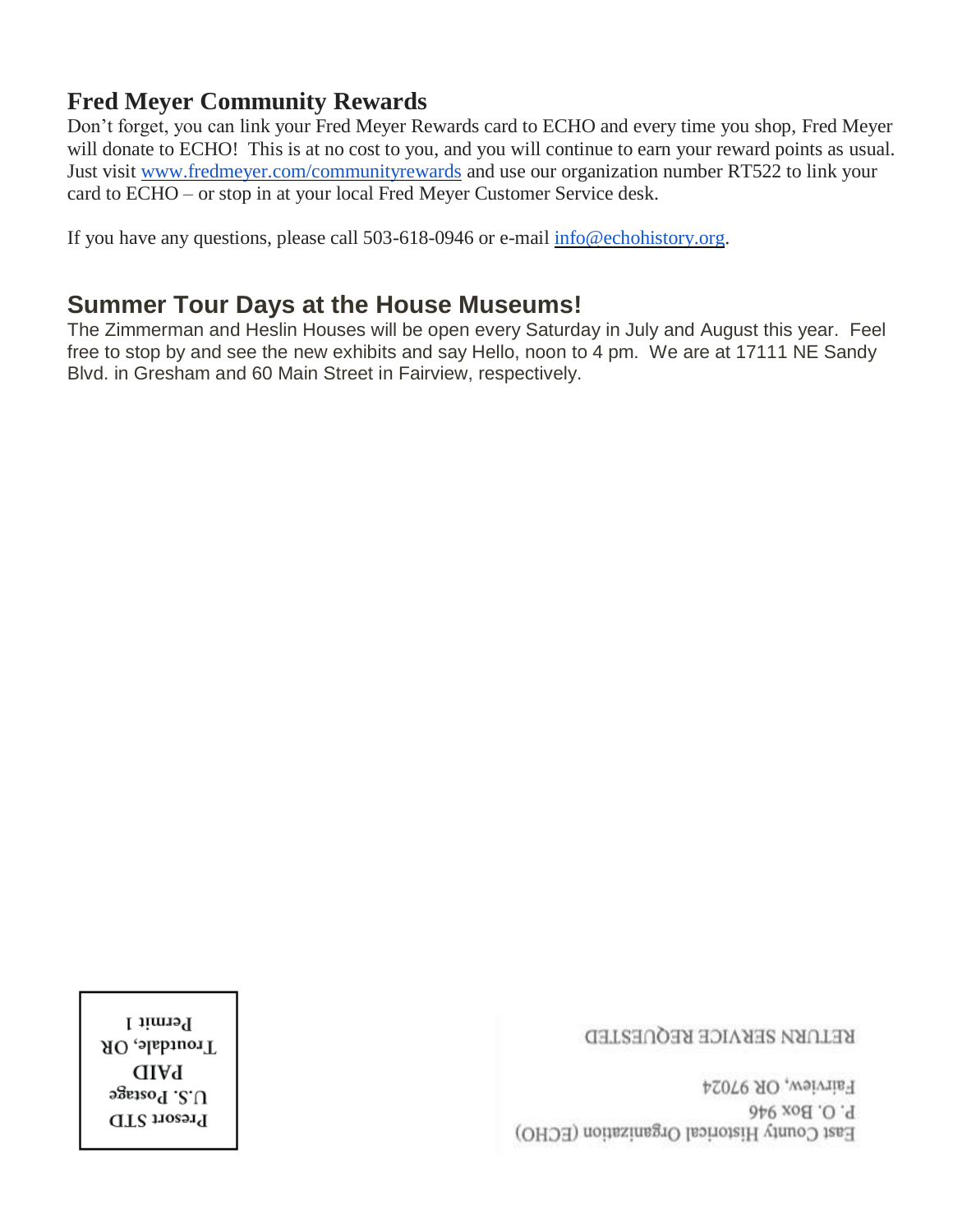## Fred Meyer Community Rewards

Don't forget, you can link your Fred Meyer Rewards card to ECHO and every time you shop, Fred Meyer will donate to ECHO! This is at no cost to you, and you will continue to earn your reward points as usual. Just visit www.fredmeyer.com/communityrewards and use our organization number RT522 to link your card to ECHO – or stop in at your local Fred Meyer Customer Service desk.

If you have any questions, please call 503-618-0946 or e-mail info@echohistory.org.

## Summer Tour Days at the House Museums!

The Zimmerman and Heslin Houses will be open every Saturday in July and August this year. Feel free to stop by and see the new exhibits and say Hello, noon to 4 pm. We are at 17111 NE Sandy Blvd. in Gresham and 60 Main Street in Fairview, respectively.

East County Historical Organization (ECHO)
P. O. Box 946
Fairview, OR 97024

RETURN SERVICE REQUESTED

Presort STD
U.S. Postage
PAID
Troutdale, OR
Permit 1